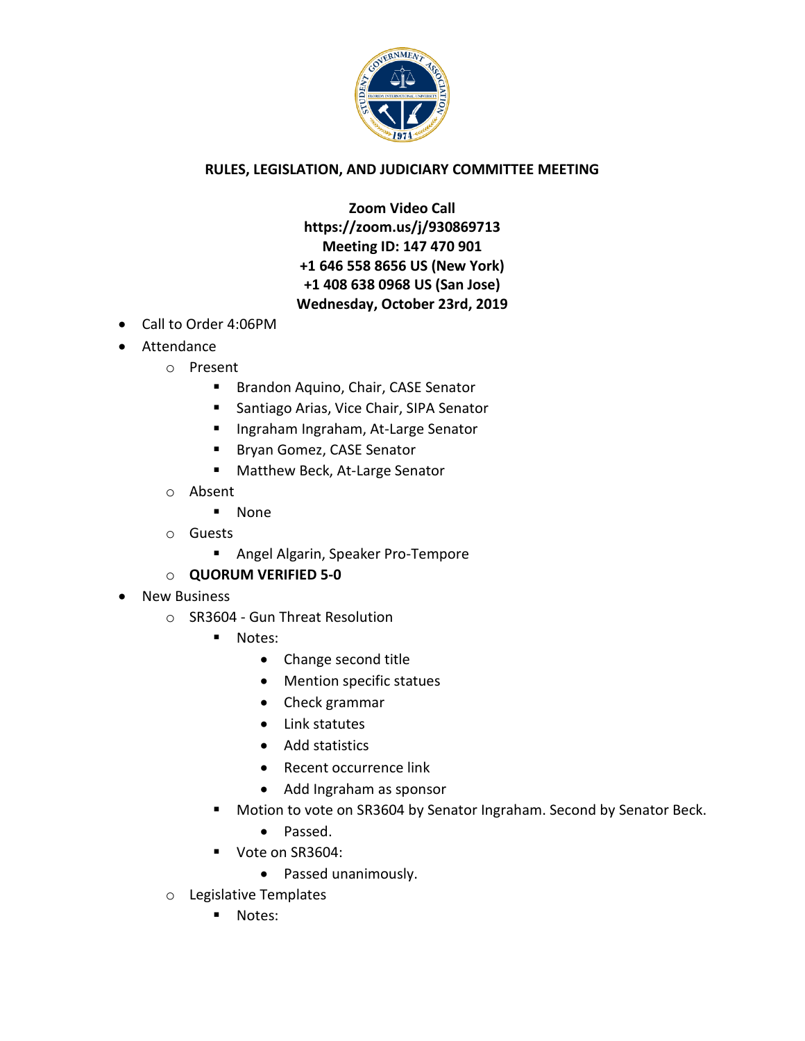# RULES, LEGISLATION, AND JUDICIARY COMMITTEE MEETING

**Zoom Video Call**
**https://zoom.us/j/930869713**
**Meeting ID: 147 470 901**
**+1 646 558 8656 US (New York)**
**+1 408 638 0968 US (San Jose)**
**Wednesday, October 23rd, 2019**

- Call to Order 4:06PM
- Attendance
  - Present
    - Brandon Aquino, Chair, CASE Senator
    - Santiago Arias, Vice Chair, SIPA Senator
    - Ingraham Ingraham, At-Large Senator
    - Bryan Gomez, CASE Senator
    - Matthew Beck, At-Large Senator
  - Absent
    - None
  - Guests
    - Angel Algarin, Speaker Pro-Tempore
  - **QUORUM VERIFIED 5-0**
- New Business
  - SR3604 - Gun Threat Resolution
    - Notes:
      - Change second title
      - Mention specific statues
      - Check grammar
      - Link statutes
      - Add statistics
      - Recent occurrence link
      - Add Ingraham as sponsor
    - Motion to vote on SR3604 by Senator Ingraham. Second by Senator Beck.
      - Passed.
    - Vote on SR3604:
      - Passed unanimously.
  - Legislative Templates
    - Notes: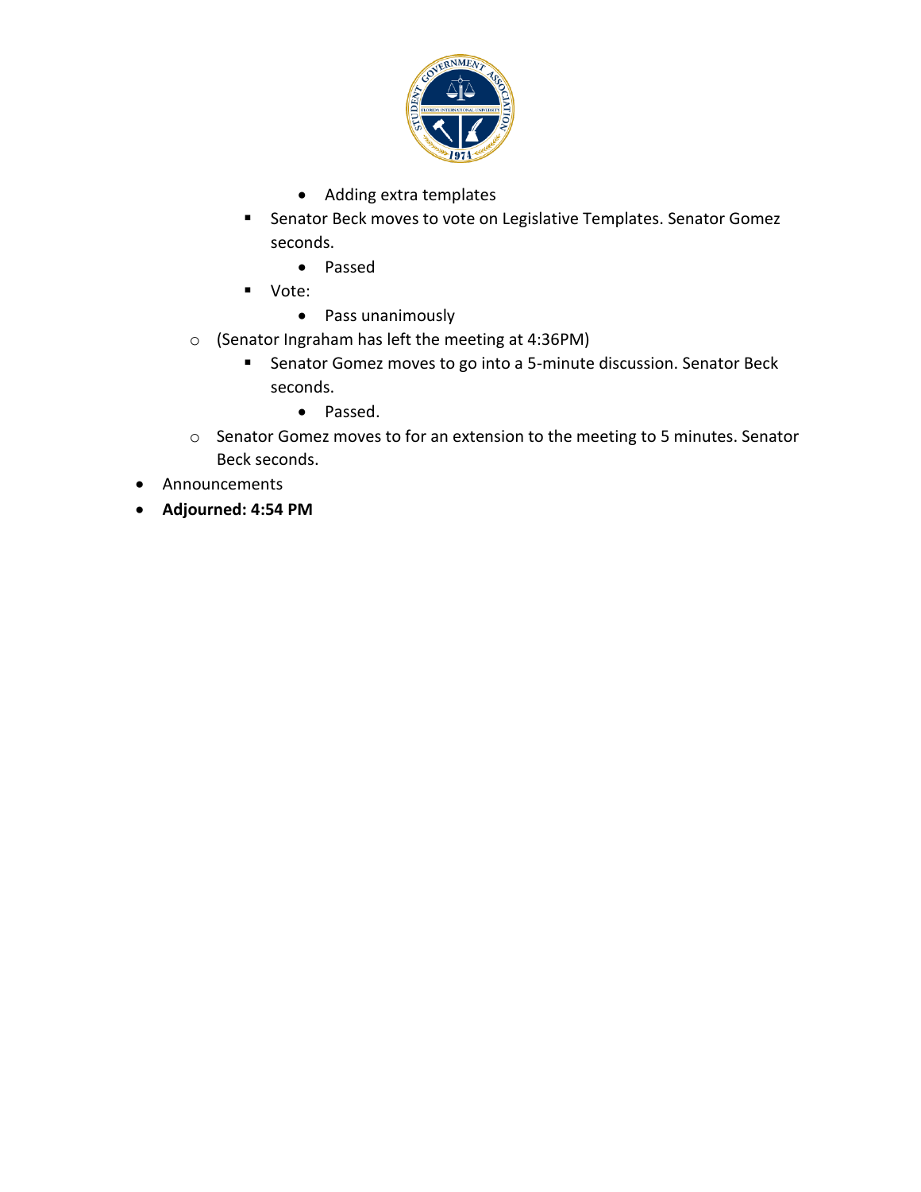- Adding extra templates
        - Senator Beck moves to vote on Legislative Templates. Senator Gomez seconds.
            - Passed
        - Vote:
            - Pass unanimously
    - (Senator Ingraham has left the meeting at 4:36PM)
        - Senator Gomez moves to go into a 5-minute discussion. Senator Beck seconds.
            - Passed.
    - Senator Gomez moves to for an extension to the meeting to 5 minutes. Senator Beck seconds.
- Announcements
- **Adjourned: 4:54 PM**